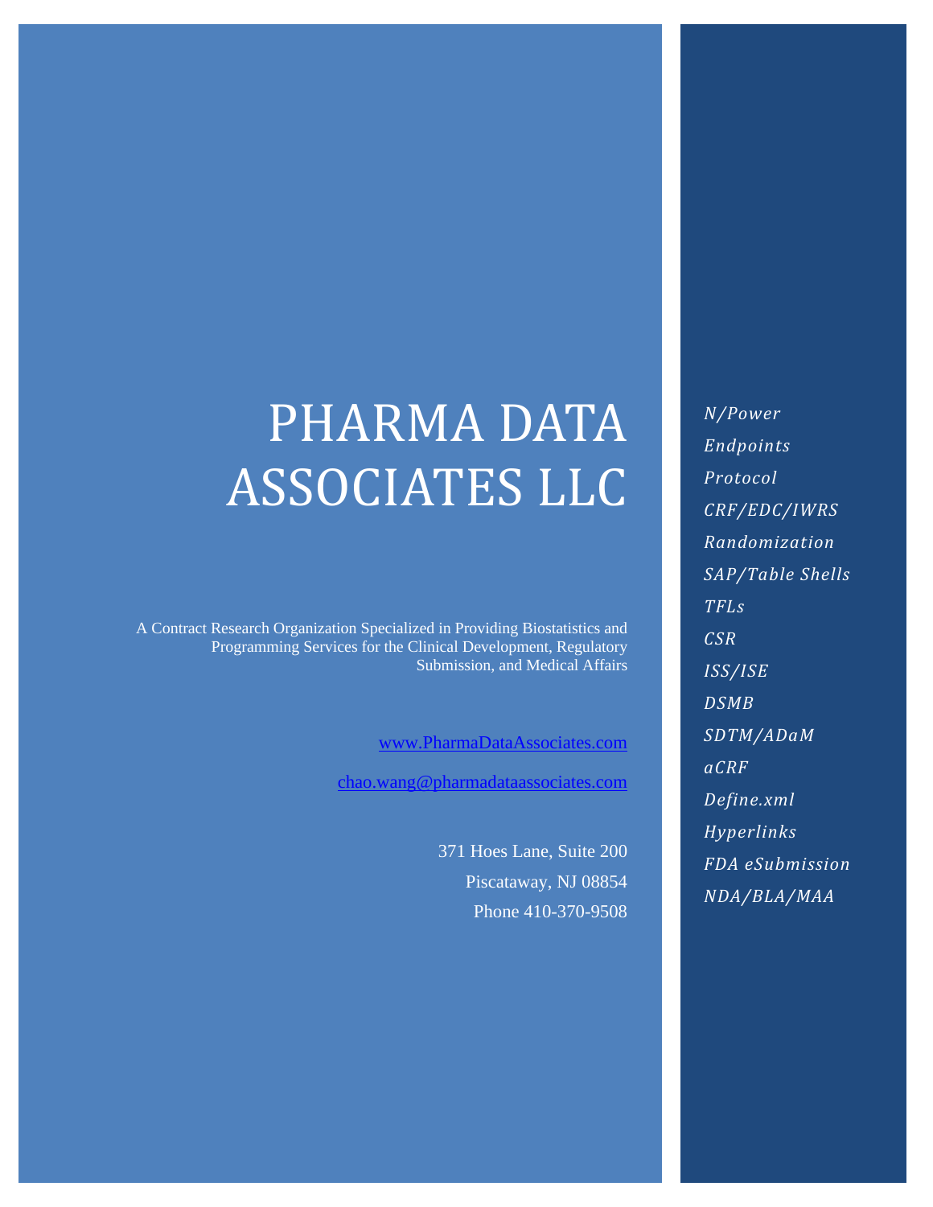# PHARMA DATA ASSOCIATES LLC

A Contract Research Organization Specialized in Providing Biostatistics and Programming Services for the Clinical Development, Regulatory Submission, and Medical Affairs

[www.PharmaDataAssociates.com](http://www.PharmaDataAssociates.com)

[chao.wang@pharmadataassociates.com](mailto:chao.wang@pharmadataassociates.com)

371 Hoes Lane, Suite 200

Piscataway, NJ 08854

Phone 410-370-9508

*N/Power*

*Endpoints*

*Protocol*

*CRF/EDC/IWRS*

*Randomization*

*SAP/Table Shells*

*TFLs*

*CSR*

*ISS/ISE*

*DSMB*

*SDTM/ADaM*

*aCRF*

*Define.xml*

*Hyperlinks*

*FDA eSubmission*

*NDA/BLA/MAA*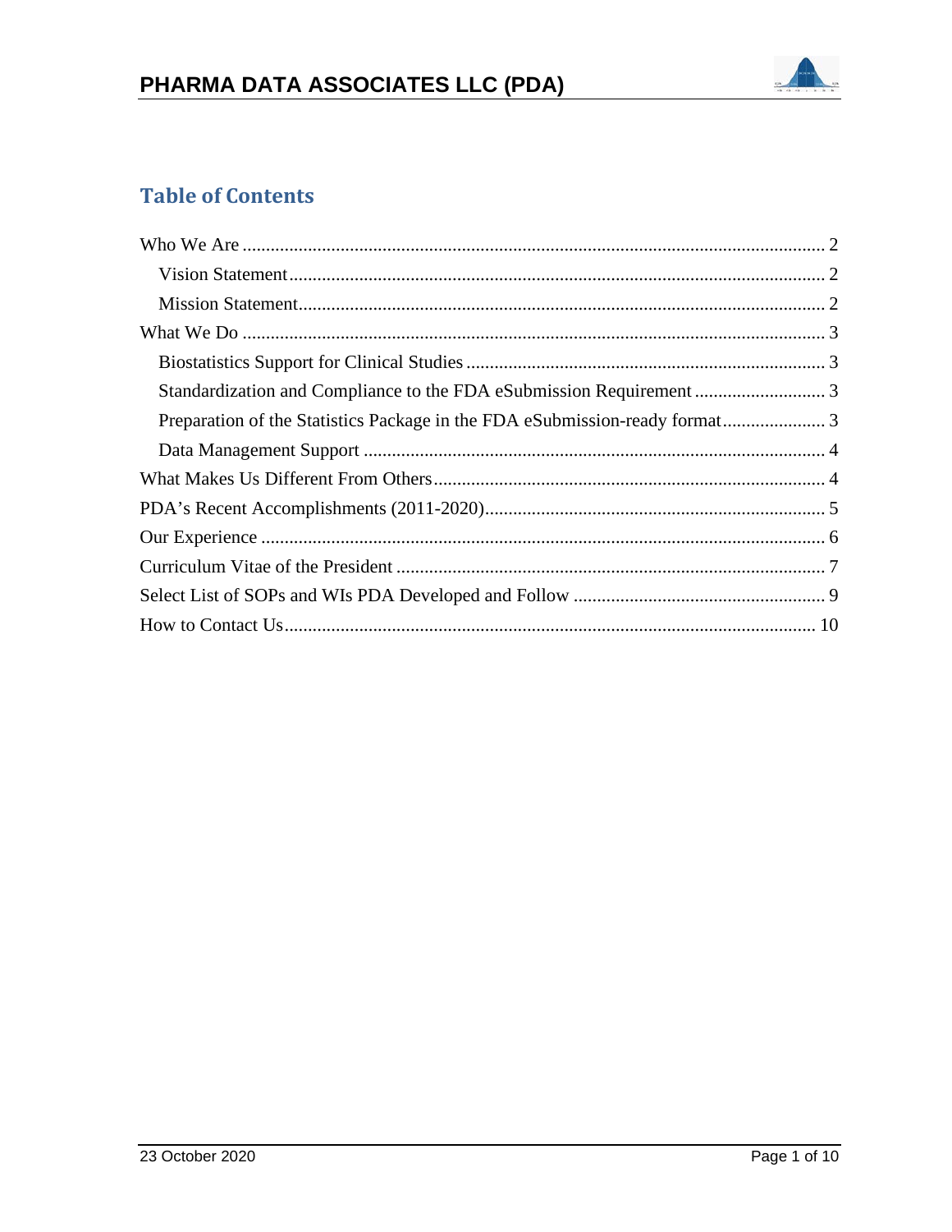## Table of Contents

- Who We Are ..... 2
  - Vision Statement ..... 2
  - Mission Statement ..... 2
- What We Do ..... 3
  - Biostatistics Support for Clinical Studies ..... 3
  - Standardization and Compliance to the FDA eSubmission Requirement ..... 3
  - Preparation of the Statistics Package in the FDA eSubmission-ready format ..... 3
  - Data Management Support ..... 4
- What Makes Us Different From Others ..... 4
- PDA's Recent Accomplishments (2011-2020) ..... 5
- Our Experience ..... 6
- Curriculum Vitae of the President ..... 7
- Select List of SOPs and WIs PDA Developed and Follow ..... 9
- How to Contact Us ..... 10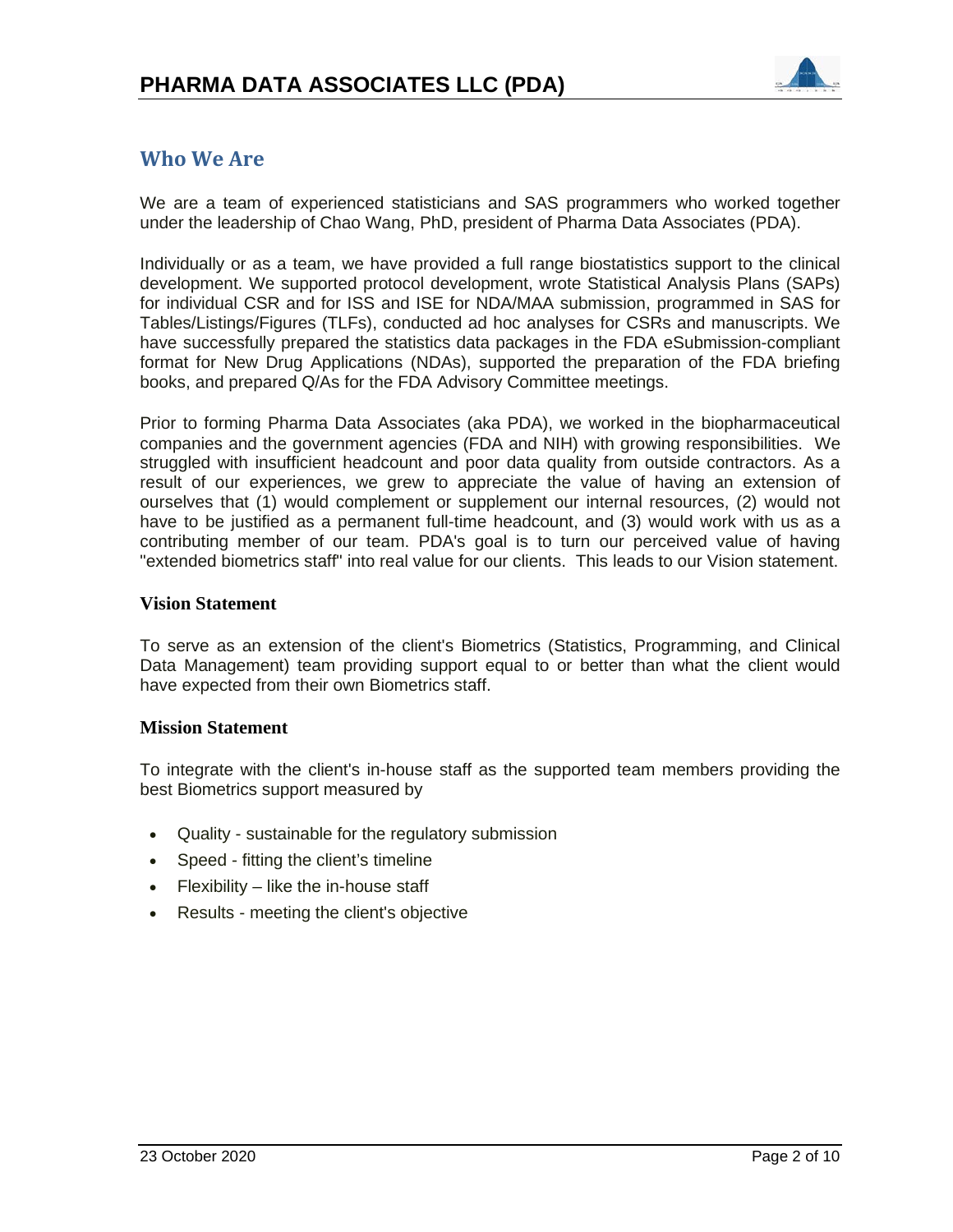## Who We Are

We are a team of experienced statisticians and SAS programmers who worked together under the leadership of Chao Wang, PhD, president of Pharma Data Associates (PDA).

Individually or as a team, we have provided a full range biostatistics support to the clinical development. We supported protocol development, wrote Statistical Analysis Plans (SAPs) for individual CSR and for ISS and ISE for NDA/MAA submission, programmed in SAS for Tables/Listings/Figures (TLFs), conducted ad hoc analyses for CSRs and manuscripts. We have successfully prepared the statistics data packages in the FDA eSubmission-compliant format for New Drug Applications (NDAs), supported the preparation of the FDA briefing books, and prepared Q/As for the FDA Advisory Committee meetings.

Prior to forming Pharma Data Associates (aka PDA), we worked in the biopharmaceutical companies and the government agencies (FDA and NIH) with growing responsibilities. We struggled with insufficient headcount and poor data quality from outside contractors. As a result of our experiences, we grew to appreciate the value of having an extension of ourselves that (1) would complement or supplement our internal resources, (2) would not have to be justified as a permanent full-time headcount, and (3) would work with us as a contributing member of our team. PDA's goal is to turn our perceived value of having "extended biometrics staff" into real value for our clients. This leads to our Vision statement.

### Vision Statement

To serve as an extension of the client's Biometrics (Statistics, Programming, and Clinical Data Management) team providing support equal to or better than what the client would have expected from their own Biometrics staff.

### Mission Statement

To integrate with the client's in-house staff as the supported team members providing the best Biometrics support measured by

- Quality - sustainable for the regulatory submission
- Speed - fitting the client's timeline
- Flexibility – like the in-house staff
- Results - meeting the client's objective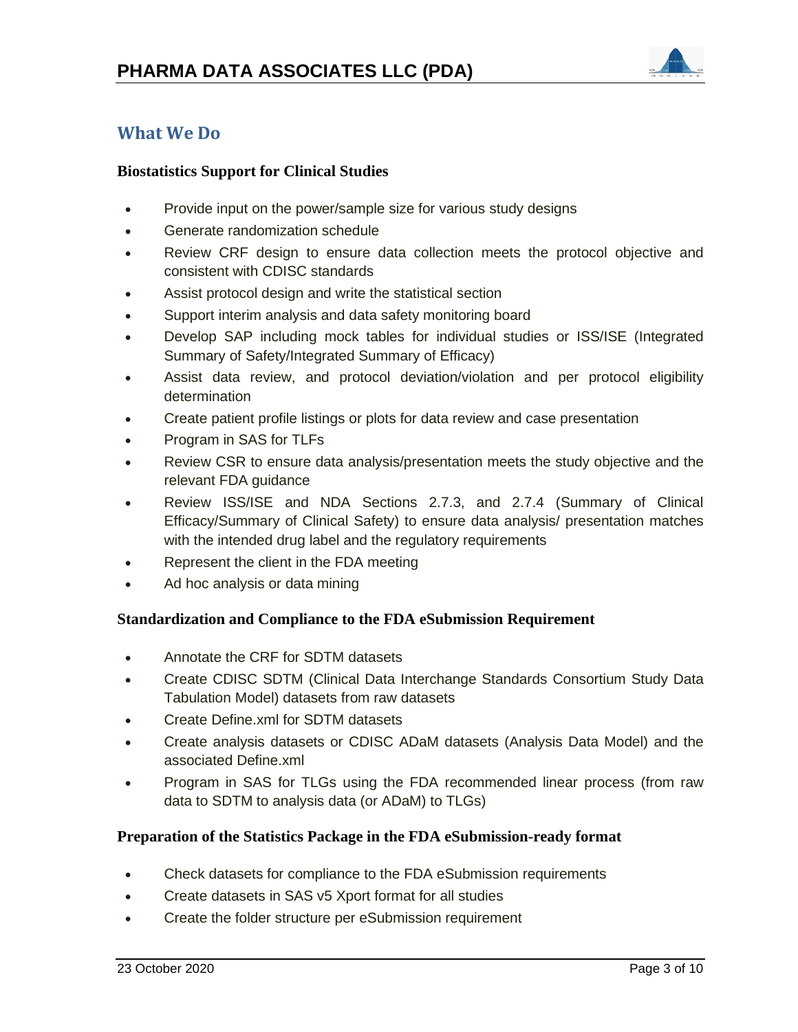## What We Do

**Biostatistics Support for Clinical Studies**

- Provide input on the power/sample size for various study designs
- Generate randomization schedule
- Review CRF design to ensure data collection meets the protocol objective and consistent with CDISC standards
- Assist protocol design and write the statistical section
- Support interim analysis and data safety monitoring board
- Develop SAP including mock tables for individual studies or ISS/ISE (Integrated Summary of Safety/Integrated Summary of Efficacy)
- Assist data review, and protocol deviation/violation and per protocol eligibility determination
- Create patient profile listings or plots for data review and case presentation
- Program in SAS for TLFs
- Review CSR to ensure data analysis/presentation meets the study objective and the relevant FDA guidance
- Review ISS/ISE and NDA Sections 2.7.3, and 2.7.4 (Summary of Clinical Efficacy/Summary of Clinical Safety) to ensure data analysis/ presentation matches with the intended drug label and the regulatory requirements
- Represent the client in the FDA meeting
- Ad hoc analysis or data mining

**Standardization and Compliance to the FDA eSubmission Requirement**

- Annotate the CRF for SDTM datasets
- Create CDISC SDTM (Clinical Data Interchange Standards Consortium Study Data Tabulation Model) datasets from raw datasets
- Create Define.xml for SDTM datasets
- Create analysis datasets or CDISC ADaM datasets (Analysis Data Model) and the associated Define.xml
- Program in SAS for TLGs using the FDA recommended linear process (from raw data to SDTM to analysis data (or ADaM) to TLGs)

**Preparation of the Statistics Package in the FDA eSubmission-ready format**

- Check datasets for compliance to the FDA eSubmission requirements
- Create datasets in SAS v5 Xport format for all studies
- Create the folder structure per eSubmission requirement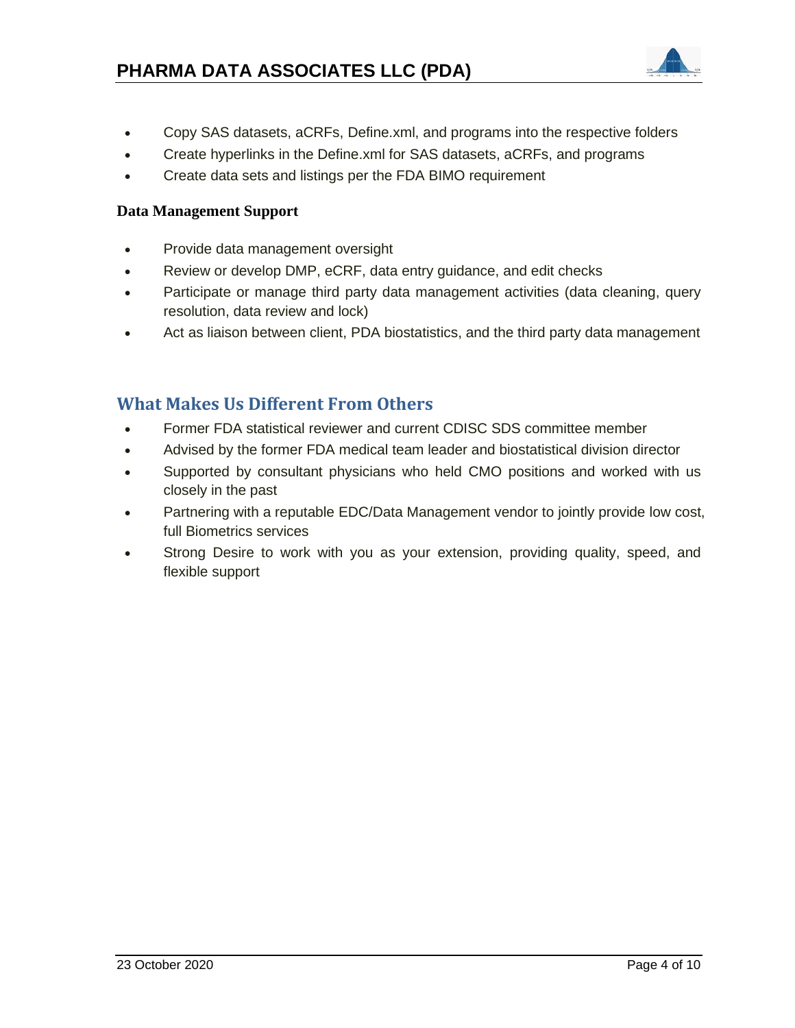- Copy SAS datasets, aCRFs, Define.xml, and programs into the respective folders
- Create hyperlinks in the Define.xml for SAS datasets, aCRFs, and programs
- Create data sets and listings per the FDA BIMO requirement

**Data Management Support**

- Provide data management oversight
- Review or develop DMP, eCRF, data entry guidance, and edit checks
- Participate or manage third party data management activities (data cleaning, query resolution, data review and lock)
- Act as liaison between client, PDA biostatistics, and the third party data management

## What Makes Us Different From Others

- Former FDA statistical reviewer and current CDISC SDS committee member
- Advised by the former FDA medical team leader and biostatistical division director
- Supported by consultant physicians who held CMO positions and worked with us closely in the past
- Partnering with a reputable EDC/Data Management vendor to jointly provide low cost, full Biometrics services
- Strong Desire to work with you as your extension, providing quality, speed, and flexible support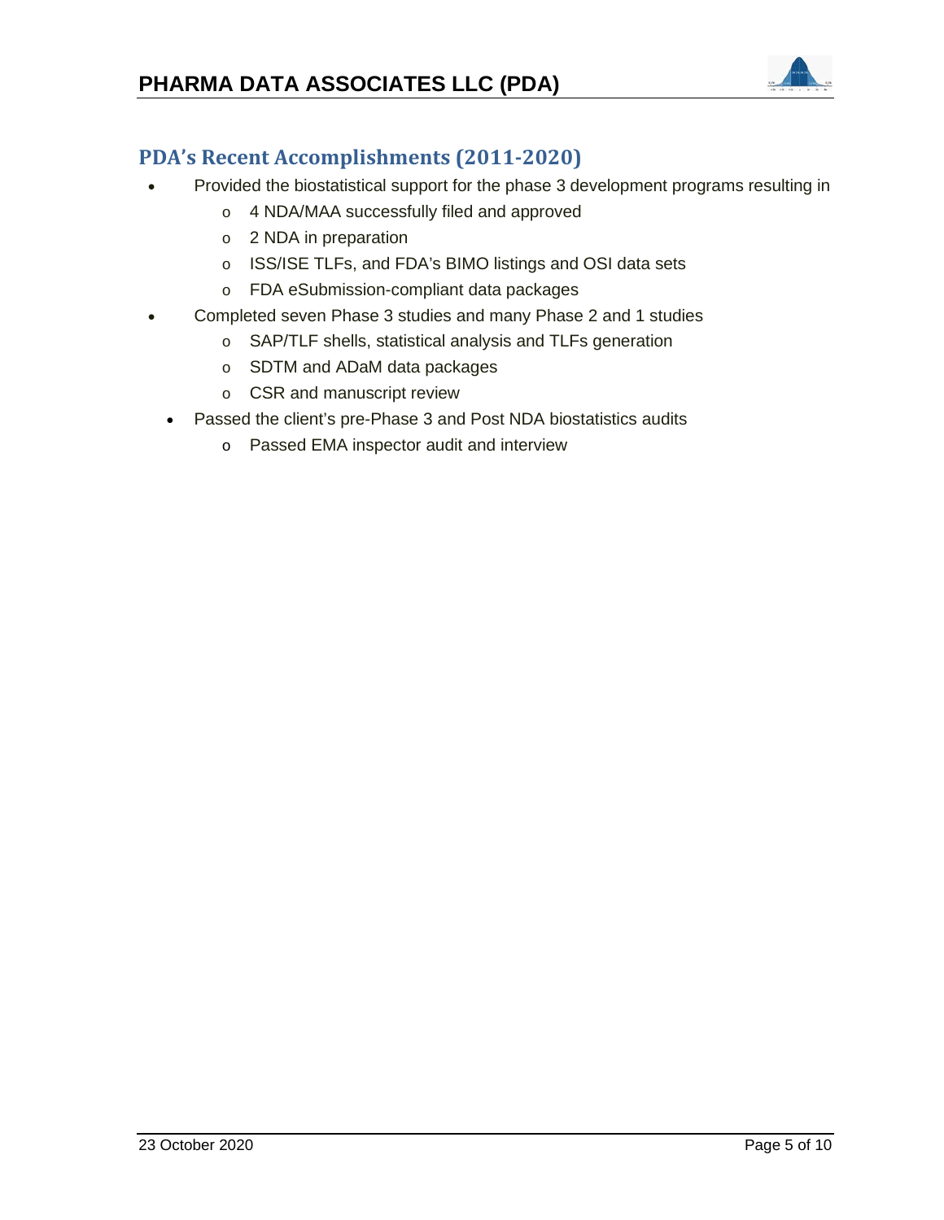## PDA's Recent Accomplishments (2011-2020)

- Provided the biostatistical support for the phase 3 development programs resulting in
  - 4 NDA/MAA successfully filed and approved
  - 2 NDA in preparation
  - ISS/ISE TLFs, and FDA's BIMO listings and OSI data sets
  - FDA eSubmission-compliant data packages
- Completed seven Phase 3 studies and many Phase 2 and 1 studies
  - SAP/TLF shells, statistical analysis and TLFs generation
  - SDTM and ADaM data packages
  - CSR and manuscript review
- Passed the client's pre-Phase 3 and Post NDA biostatistics audits
  - Passed EMA inspector audit and interview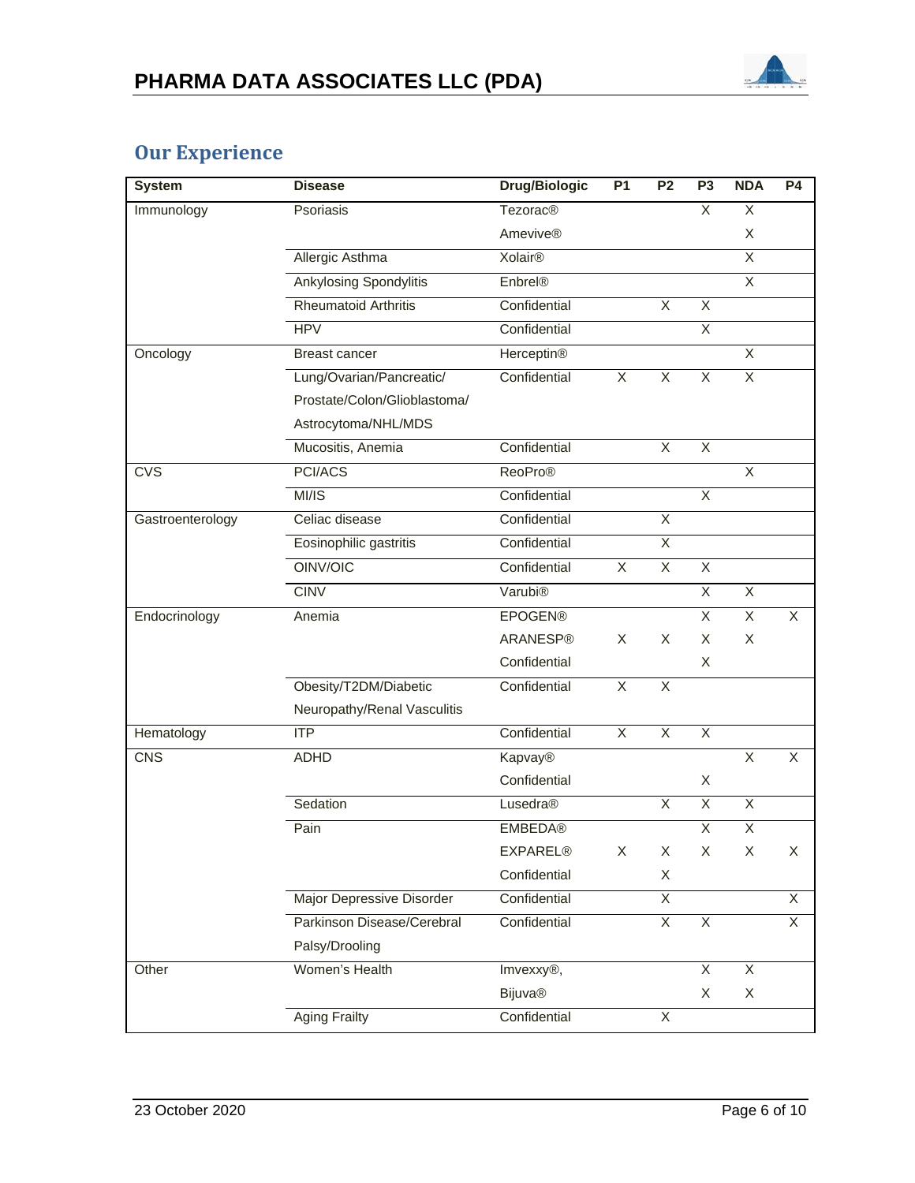## Our Experience

| System | Disease | Drug/Biologic | P1 | P2 | P3 | NDA | P4 |
|---|---|---|---|---|---|---|---|
| Immunology | Psoriasis | Tezorac® | | | X | X | |
| | | Amevive® | | | | X | |
| | Allergic Asthma | Xolair® | | | | X | |
| | Ankylosing Spondylitis | Enbrel® | | | | X | |
| | Rheumatoid Arthritis | Confidential | | X | X | | |
| | HPV | Confidential | | | X | | |
| Oncology | Breast cancer | Herceptin® | | | | X | |
| | Lung/Ovarian/Pancreatic/ Prostate/Colon/Glioblastoma/ Astrocytoma/NHL/MDS | Confidential | X | X | X | X | |
| | Mucositis, Anemia | Confidential | | X | X | | |
| CVS | PCI/ACS | ReoPro® | | | | X | |
| | MI/IS | Confidential | | | X | | |
| Gastroenterology | Celiac disease | Confidential | | X | | | |
| | Eosinophilic gastritis | Confidential | | X | | | |
| | OINV/OIC | Confidential | X | X | X | | |
| | CINV | Varubi® | | | X | X | |
| Endocrinology | Anemia | EPOGEN® | | | X | X | X |
| | | ARANESP® | X | X | X | X | |
| | | Confidential | | | X | | |
| | Obesity/T2DM/Diabetic Neuropathy/Renal Vasculitis | Confidential | X | X | | | |
| Hematology | ITP | Confidential | X | X | X | | |
| CNS | ADHD | Kapvay® | | | | X | X |
| | | Confidential | | | X | | |
| | Sedation | Lusedra® | | X | X | X | |
| | Pain | EMBEDA® | | | X | X | |
| | | EXPAREL® | X | X | X | X | X |
| | | Confidential | | X | | | |
| | Major Depressive Disorder | Confidential | | X | | | X |
| | Parkinson Disease/Cerebral Palsy/Drooling | Confidential | | X | X | | X |
| Other | Women's Health | Imvexxy®, | | | X | X | |
| | | Bijuva® | | | X | X | |
| | Aging Frailty | Confidential | | X | | | |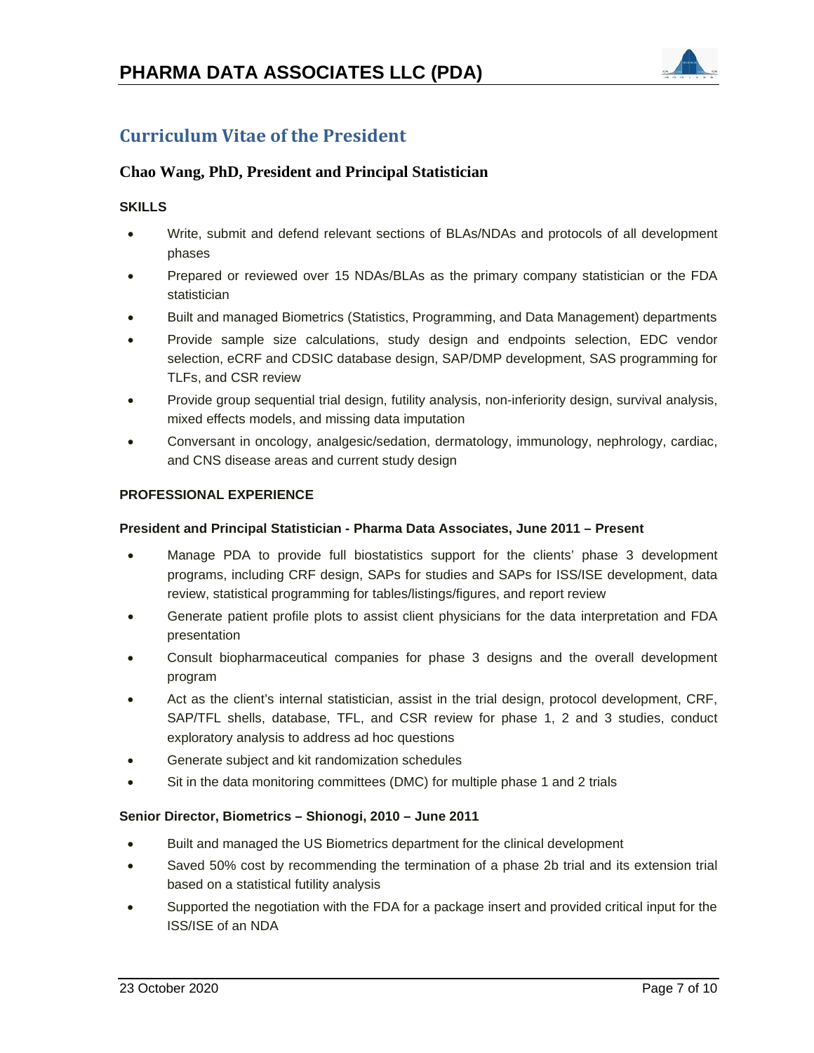## Curriculum Vitae of the President

### Chao Wang, PhD, President and Principal Statistician

**SKILLS**

- Write, submit and defend relevant sections of BLAs/NDAs and protocols of all development phases
- Prepared or reviewed over 15 NDAs/BLAs as the primary company statistician or the FDA statistician
- Built and managed Biometrics (Statistics, Programming, and Data Management) departments
- Provide sample size calculations, study design and endpoints selection, EDC vendor selection, eCRF and CDSIC database design, SAP/DMP development, SAS programming for TLFs, and CSR review
- Provide group sequential trial design, futility analysis, non-inferiority design, survival analysis, mixed effects models, and missing data imputation
- Conversant in oncology, analgesic/sedation, dermatology, immunology, nephrology, cardiac, and CNS disease areas and current study design

**PROFESSIONAL EXPERIENCE**

**President and Principal Statistician - Pharma Data Associates, June 2011 – Present**

- Manage PDA to provide full biostatistics support for the clients' phase 3 development programs, including CRF design, SAPs for studies and SAPs for ISS/ISE development, data review, statistical programming for tables/listings/figures, and report review
- Generate patient profile plots to assist client physicians for the data interpretation and FDA presentation
- Consult biopharmaceutical companies for phase 3 designs and the overall development program
- Act as the client's internal statistician, assist in the trial design, protocol development, CRF, SAP/TFL shells, database, TFL, and CSR review for phase 1, 2 and 3 studies, conduct exploratory analysis to address ad hoc questions
- Generate subject and kit randomization schedules
- Sit in the data monitoring committees (DMC) for multiple phase 1 and 2 trials

**Senior Director, Biometrics – Shionogi, 2010 – June 2011**

- Built and managed the US Biometrics department for the clinical development
- Saved 50% cost by recommending the termination of a phase 2b trial and its extension trial based on a statistical futility analysis
- Supported the negotiation with the FDA for a package insert and provided critical input for the ISS/ISE of an NDA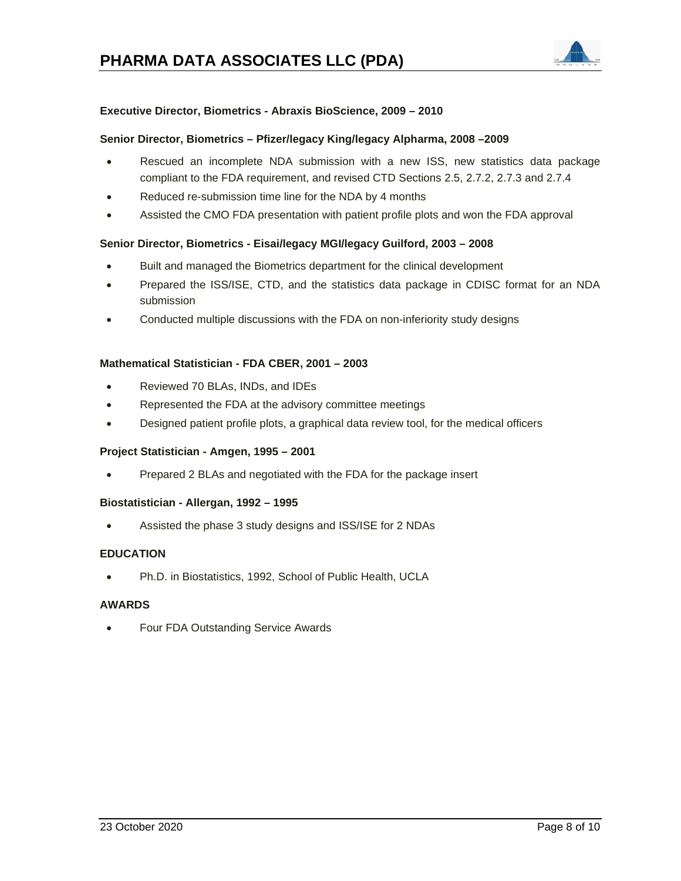**Executive Director, Biometrics - Abraxis BioScience, 2009 – 2010**

**Senior Director, Biometrics – Pfizer/legacy King/legacy Alpharma, 2008 –2009**

- Rescued an incomplete NDA submission with a new ISS, new statistics data package compliant to the FDA requirement, and revised CTD Sections 2.5, 2.7.2, 2.7.3 and 2.7.4
- Reduced re-submission time line for the NDA by 4 months
- Assisted the CMO FDA presentation with patient profile plots and won the FDA approval

**Senior Director, Biometrics - Eisai/legacy MGI/legacy Guilford, 2003 – 2008**

- Built and managed the Biometrics department for the clinical development
- Prepared the ISS/ISE, CTD, and the statistics data package in CDISC format for an NDA submission
- Conducted multiple discussions with the FDA on non-inferiority study designs

**Mathematical Statistician - FDA CBER, 2001 – 2003**

- Reviewed 70 BLAs, INDs, and IDEs
- Represented the FDA at the advisory committee meetings
- Designed patient profile plots, a graphical data review tool, for the medical officers

**Project Statistician - Amgen, 1995 – 2001**

- Prepared 2 BLAs and negotiated with the FDA for the package insert

**Biostatistician - Allergan, 1992 – 1995**

- Assisted the phase 3 study designs and ISS/ISE for 2 NDAs

**EDUCATION**

- Ph.D. in Biostatistics, 1992, School of Public Health, UCLA

**AWARDS**

- Four FDA Outstanding Service Awards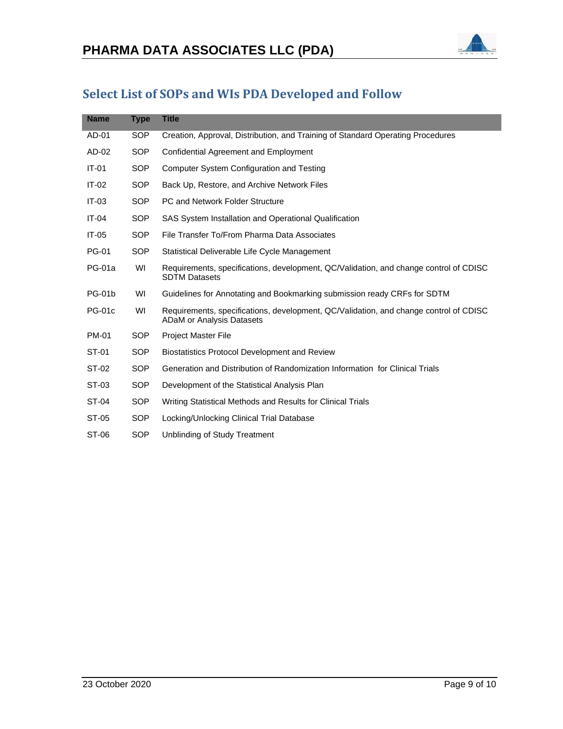## Select List of SOPs and WIs PDA Developed and Follow

| Name | Type | Title |
|---|---|---|
| AD-01 | SOP | Creation, Approval, Distribution, and Training of Standard Operating Procedures |
| AD-02 | SOP | Confidential Agreement and Employment |
| IT-01 | SOP | Computer System Configuration and Testing |
| IT-02 | SOP | Back Up, Restore, and Archive Network Files |
| IT-03 | SOP | PC and Network Folder Structure |
| IT-04 | SOP | SAS System Installation and Operational Qualification |
| IT-05 | SOP | File Transfer To/From Pharma Data Associates |
| PG-01 | SOP | Statistical Deliverable Life Cycle Management |
| PG-01a | WI | Requirements, specifications, development, QC/Validation, and change control of CDISC SDTM Datasets |
| PG-01b | WI | Guidelines for Annotating and Bookmarking submission ready CRFs for SDTM |
| PG-01c | WI | Requirements, specifications, development, QC/Validation, and change control of CDISC ADaM or Analysis Datasets |
| PM-01 | SOP | Project Master File |
| ST-01 | SOP | Biostatistics Protocol Development and Review |
| ST-02 | SOP | Generation and Distribution of Randomization Information for Clinical Trials |
| ST-03 | SOP | Development of the Statistical Analysis Plan |
| ST-04 | SOP | Writing Statistical Methods and Results for Clinical Trials |
| ST-05 | SOP | Locking/Unlocking Clinical Trial Database |
| ST-06 | SOP | Unblinding of Study Treatment |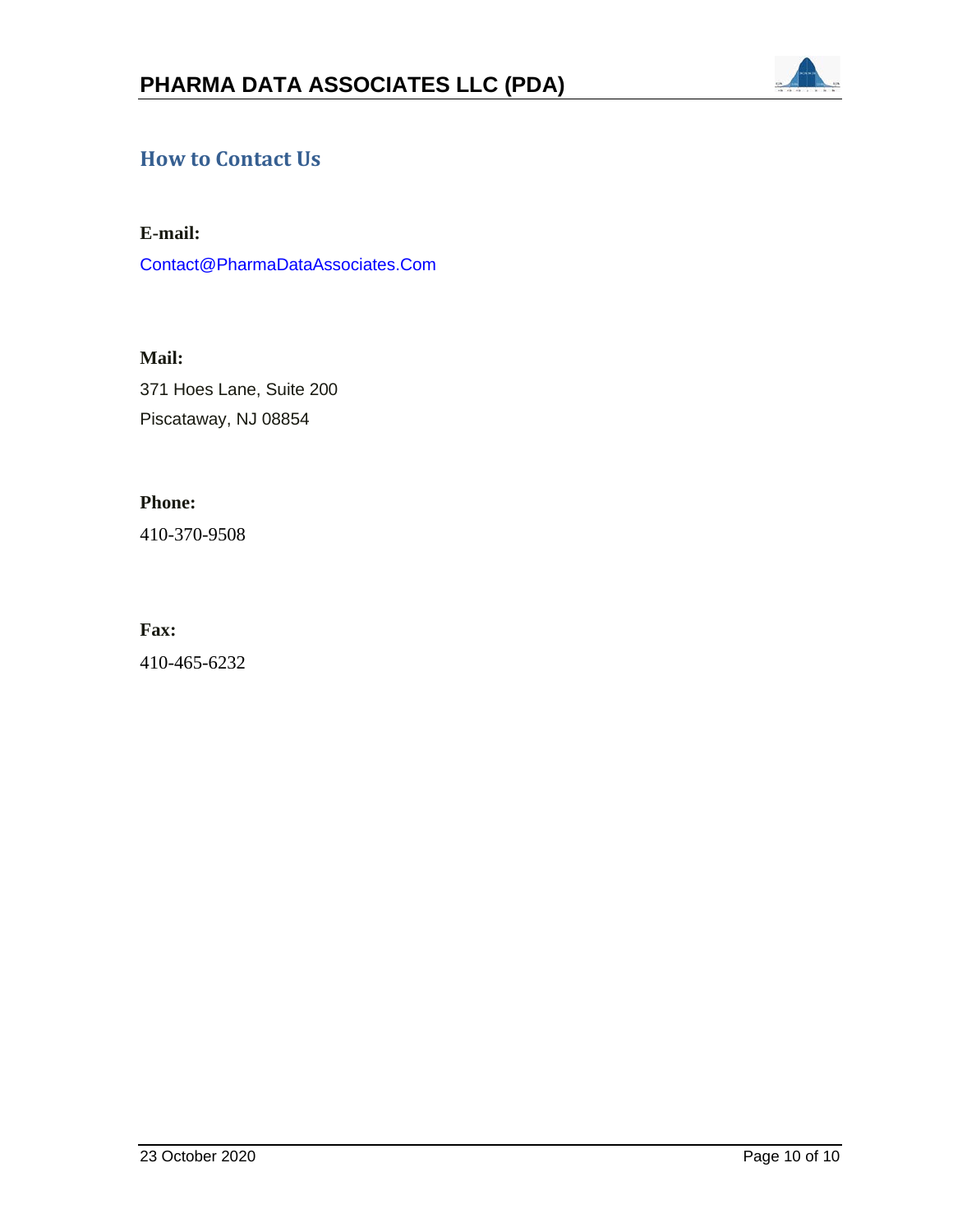## How to Contact Us

**E-mail:**

Contact@PharmaDataAssociates.Com

**Mail:**

371 Hoes Lane, Suite 200

Piscataway, NJ 08854

**Phone:**

410-370-9508

**Fax:**

410-465-6232